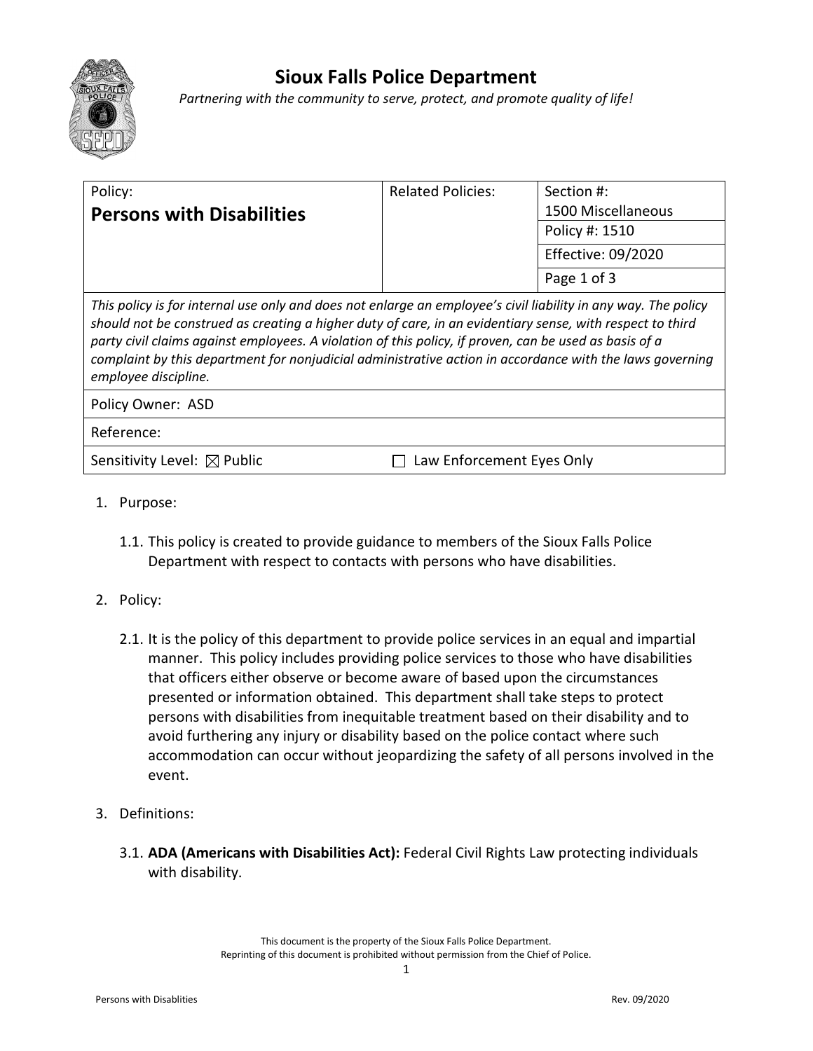# Sioux Falls Police Department

*Partnering with the community to serve, protect, and promote quality of life!*

| Policy: **Persons with Disabilities** | Related Policies: | Section #: 1500 Miscellaneous |
| --- | --- | --- |
| | | Policy #: 1510 |
| | | Effective: 09/2020 |
| | | Page 1 of 3 |

*This policy is for internal use only and does not enlarge an employee's civil liability in any way. The policy should not be construed as creating a higher duty of care, in an evidentiary sense, with respect to third party civil claims against employees. A violation of this policy, if proven, can be used as basis of a complaint by this department for nonjudicial administrative action in accordance with the laws governing employee discipline.*

Policy Owner: ASD

Reference:

Sensitivity Level: ☒ Public ☐ Law Enforcement Eyes Only

1. Purpose:

   1.1. This policy is created to provide guidance to members of the Sioux Falls Police Department with respect to contacts with persons who have disabilities.

2. Policy:

   2.1. It is the policy of this department to provide police services in an equal and impartial manner. This policy includes providing police services to those who have disabilities that officers either observe or become aware of based upon the circumstances presented or information obtained. This department shall take steps to protect persons with disabilities from inequitable treatment based on their disability and to avoid furthering any injury or disability based on the police contact where such accommodation can occur without jeopardizing the safety of all persons involved in the event.

3. Definitions:

   3.1. **ADA (Americans with Disabilities Act):** Federal Civil Rights Law protecting individuals with disability.

This document is the property of the Sioux Falls Police Department.
Reprinting of this document is prohibited without permission from the Chief of Police.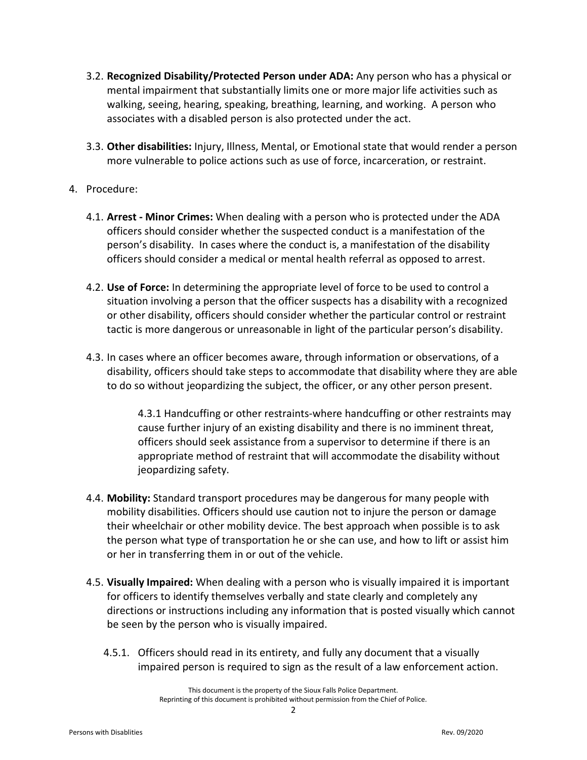3.2. **Recognized Disability/Protected Person under ADA:** Any person who has a physical or mental impairment that substantially limits one or more major life activities such as walking, seeing, hearing, speaking, breathing, learning, and working. A person who associates with a disabled person is also protected under the act.

3.3. **Other disabilities:** Injury, Illness, Mental, or Emotional state that would render a person more vulnerable to police actions such as use of force, incarceration, or restraint.

4. Procedure:

4.1. **Arrest - Minor Crimes:** When dealing with a person who is protected under the ADA officers should consider whether the suspected conduct is a manifestation of the person's disability. In cases where the conduct is, a manifestation of the disability officers should consider a medical or mental health referral as opposed to arrest.

4.2. **Use of Force:** In determining the appropriate level of force to be used to control a situation involving a person that the officer suspects has a disability with a recognized or other disability, officers should consider whether the particular control or restraint tactic is more dangerous or unreasonable in light of the particular person's disability.

4.3. In cases where an officer becomes aware, through information or observations, of a disability, officers should take steps to accommodate that disability where they are able to do so without jeopardizing the subject, the officer, or any other person present.

4.3.1 Handcuffing or other restraints-where handcuffing or other restraints may cause further injury of an existing disability and there is no imminent threat, officers should seek assistance from a supervisor to determine if there is an appropriate method of restraint that will accommodate the disability without jeopardizing safety.

4.4. **Mobility:** Standard transport procedures may be dangerous for many people with mobility disabilities. Officers should use caution not to injure the person or damage their wheelchair or other mobility device. The best approach when possible is to ask the person what type of transportation he or she can use, and how to lift or assist him or her in transferring them in or out of the vehicle.

4.5. **Visually Impaired:** When dealing with a person who is visually impaired it is important for officers to identify themselves verbally and state clearly and completely any directions or instructions including any information that is posted visually which cannot be seen by the person who is visually impaired.

4.5.1. Officers should read in its entirety, and fully any document that a visually impaired person is required to sign as the result of a law enforcement action.

This document is the property of the Sioux Falls Police Department.
Reprinting of this document is prohibited without permission from the Chief of Police.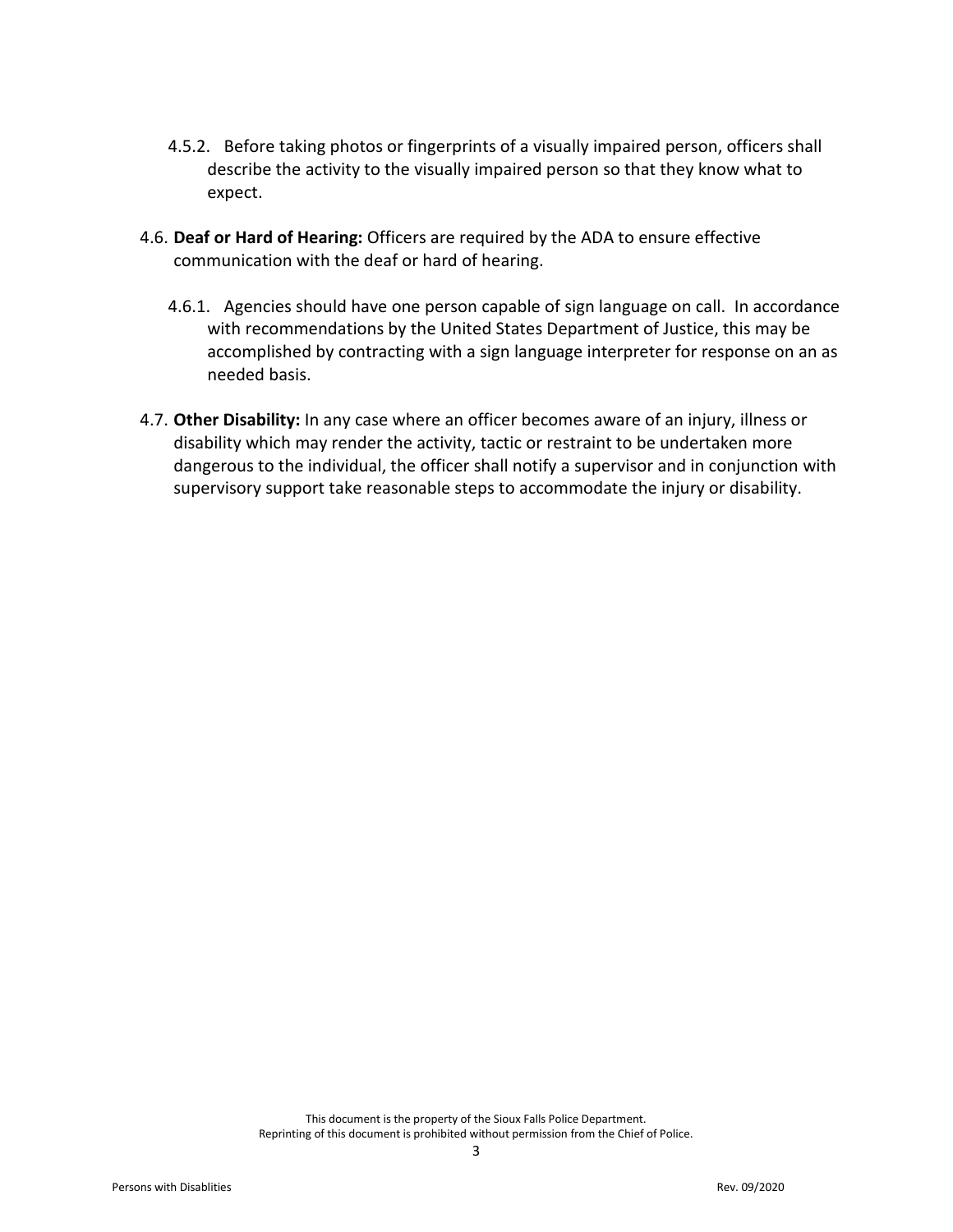4.5.2. Before taking photos or fingerprints of a visually impaired person, officers shall describe the activity to the visually impaired person so that they know what to expect.

4.6. **Deaf or Hard of Hearing:** Officers are required by the ADA to ensure effective communication with the deaf or hard of hearing.

4.6.1. Agencies should have one person capable of sign language on call. In accordance with recommendations by the United States Department of Justice, this may be accomplished by contracting with a sign language interpreter for response on an as needed basis.

4.7. **Other Disability:** In any case where an officer becomes aware of an injury, illness or disability which may render the activity, tactic or restraint to be undertaken more dangerous to the individual, the officer shall notify a supervisor and in conjunction with supervisory support take reasonable steps to accommodate the injury or disability.